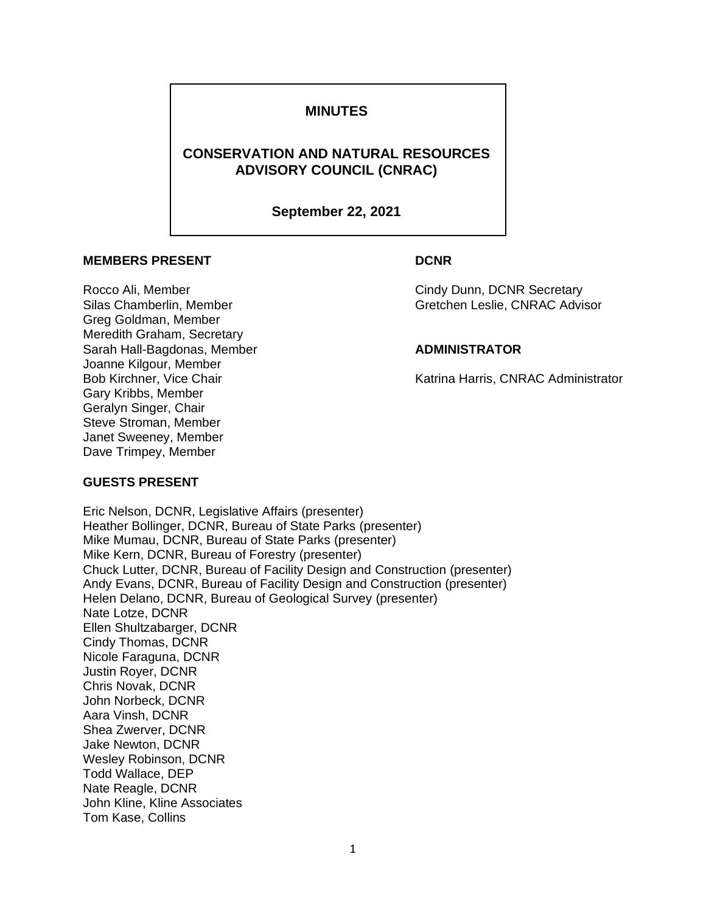# MINUTES

## CONSERVATION AND NATURAL RESOURCES ADVISORY COUNCIL (CNRAC)

**September 22, 2021**

**MEMBERS PRESENT**

Rocco Ali, Member
Silas Chamberlin, Member
Greg Goldman, Member
Meredith Graham, Secretary
Sarah Hall-Bagdonas, Member
Joanne Kilgour, Member
Bob Kirchner, Vice Chair
Gary Kribbs, Member
Geralyn Singer, Chair
Steve Stroman, Member
Janet Sweeney, Member
Dave Trimpey, Member

**DCNR**

Cindy Dunn, DCNR Secretary
Gretchen Leslie, CNRAC Advisor

**ADMINISTRATOR**

Katrina Harris, CNRAC Administrator

**GUESTS PRESENT**

Eric Nelson, DCNR, Legislative Affairs (presenter)
Heather Bollinger, DCNR, Bureau of State Parks (presenter)
Mike Mumau, DCNR, Bureau of State Parks (presenter)
Mike Kern, DCNR, Bureau of Forestry (presenter)
Chuck Lutter, DCNR, Bureau of Facility Design and Construction (presenter)
Andy Evans, DCNR, Bureau of Facility Design and Construction (presenter)
Helen Delano, DCNR, Bureau of Geological Survey (presenter)
Nate Lotze, DCNR
Ellen Shultzabarger, DCNR
Cindy Thomas, DCNR
Nicole Faraguna, DCNR
Justin Royer, DCNR
Chris Novak, DCNR
John Norbeck, DCNR
Aara Vinsh, DCNR
Shea Zwerver, DCNR
Jake Newton, DCNR
Wesley Robinson, DCNR
Todd Wallace, DEP
Nate Reagle, DCNR
John Kline, Kline Associates
Tom Kase, Collins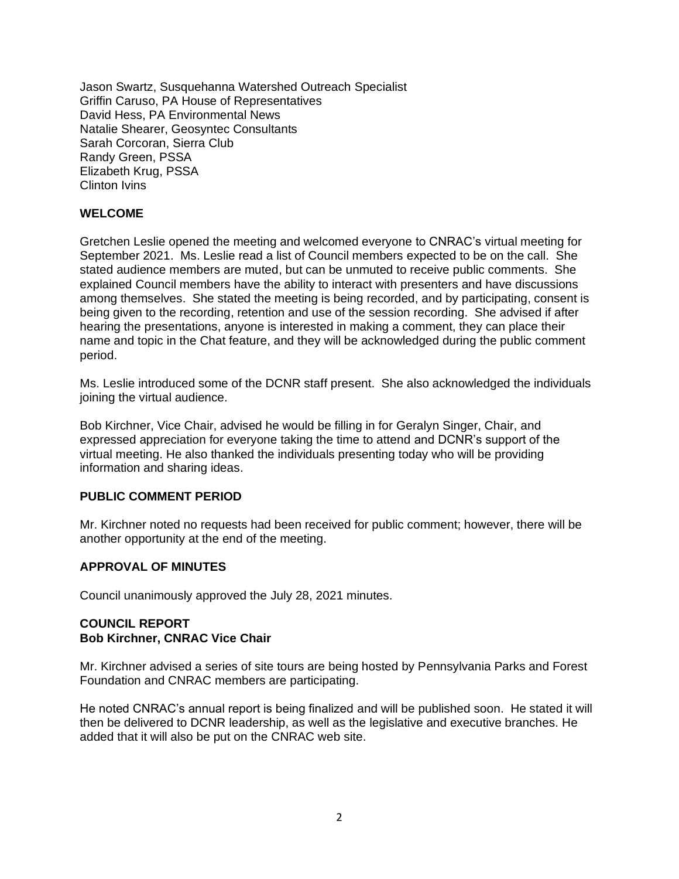Jason Swartz, Susquehanna Watershed Outreach Specialist
Griffin Caruso, PA House of Representatives
David Hess, PA Environmental News
Natalie Shearer, Geosyntec Consultants
Sarah Corcoran, Sierra Club
Randy Green, PSSA
Elizabeth Krug, PSSA
Clinton Ivins

## WELCOME

Gretchen Leslie opened the meeting and welcomed everyone to CNRAC's virtual meeting for September 2021. Ms. Leslie read a list of Council members expected to be on the call. She stated audience members are muted, but can be unmuted to receive public comments. She explained Council members have the ability to interact with presenters and have discussions among themselves. She stated the meeting is being recorded, and by participating, consent is being given to the recording, retention and use of the session recording. She advised if after hearing the presentations, anyone is interested in making a comment, they can place their name and topic in the Chat feature, and they will be acknowledged during the public comment period.

Ms. Leslie introduced some of the DCNR staff present. She also acknowledged the individuals joining the virtual audience.

Bob Kirchner, Vice Chair, advised he would be filling in for Geralyn Singer, Chair, and expressed appreciation for everyone taking the time to attend and DCNR's support of the virtual meeting. He also thanked the individuals presenting today who will be providing information and sharing ideas.

## PUBLIC COMMENT PERIOD

Mr. Kirchner noted no requests had been received for public comment; however, there will be another opportunity at the end of the meeting.

## APPROVAL OF MINUTES

Council unanimously approved the July 28, 2021 minutes.

## COUNCIL REPORT
**Bob Kirchner, CNRAC Vice Chair**

Mr. Kirchner advised a series of site tours are being hosted by Pennsylvania Parks and Forest Foundation and CNRAC members are participating.

He noted CNRAC's annual report is being finalized and will be published soon. He stated it will then be delivered to DCNR leadership, as well as the legislative and executive branches. He added that it will also be put on the CNRAC web site.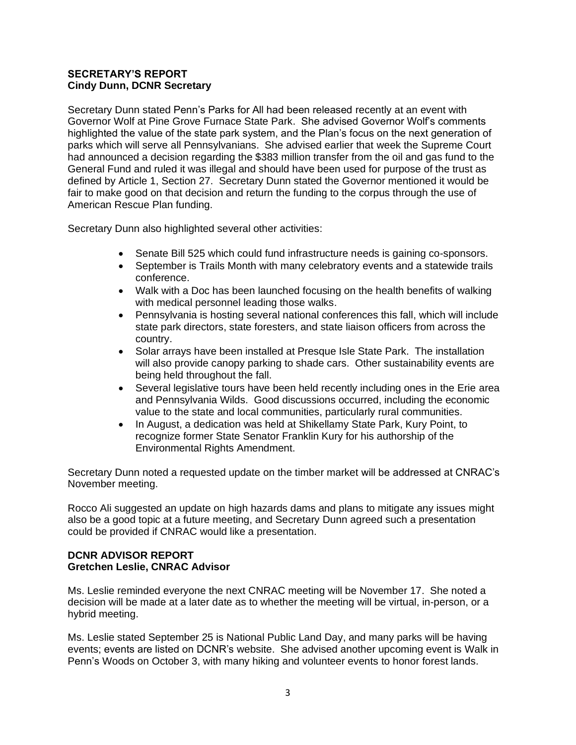**SECRETARY'S REPORT**
**Cindy Dunn, DCNR Secretary**

Secretary Dunn stated Penn's Parks for All had been released recently at an event with Governor Wolf at Pine Grove Furnace State Park. She advised Governor Wolf's comments highlighted the value of the state park system, and the Plan's focus on the next generation of parks which will serve all Pennsylvanians. She advised earlier that week the Supreme Court had announced a decision regarding the $383 million transfer from the oil and gas fund to the General Fund and ruled it was illegal and should have been used for purpose of the trust as defined by Article 1, Section 27. Secretary Dunn stated the Governor mentioned it would be fair to make good on that decision and return the funding to the corpus through the use of American Rescue Plan funding.

Secretary Dunn also highlighted several other activities:

- Senate Bill 525 which could fund infrastructure needs is gaining co-sponsors.
- September is Trails Month with many celebratory events and a statewide trails conference.
- Walk with a Doc has been launched focusing on the health benefits of walking with medical personnel leading those walks.
- Pennsylvania is hosting several national conferences this fall, which will include state park directors, state foresters, and state liaison officers from across the country.
- Solar arrays have been installed at Presque Isle State Park. The installation will also provide canopy parking to shade cars. Other sustainability events are being held throughout the fall.
- Several legislative tours have been held recently including ones in the Erie area and Pennsylvania Wilds. Good discussions occurred, including the economic value to the state and local communities, particularly rural communities.
- In August, a dedication was held at Shikellamy State Park, Kury Point, to recognize former State Senator Franklin Kury for his authorship of the Environmental Rights Amendment.

Secretary Dunn noted a requested update on the timber market will be addressed at CNRAC's November meeting.

Rocco Ali suggested an update on high hazards dams and plans to mitigate any issues might also be a good topic at a future meeting, and Secretary Dunn agreed such a presentation could be provided if CNRAC would like a presentation.

**DCNR ADVISOR REPORT**
**Gretchen Leslie, CNRAC Advisor**

Ms. Leslie reminded everyone the next CNRAC meeting will be November 17. She noted a decision will be made at a later date as to whether the meeting will be virtual, in-person, or a hybrid meeting.

Ms. Leslie stated September 25 is National Public Land Day, and many parks will be having events; events are listed on DCNR's website. She advised another upcoming event is Walk in Penn's Woods on October 3, with many hiking and volunteer events to honor forest lands.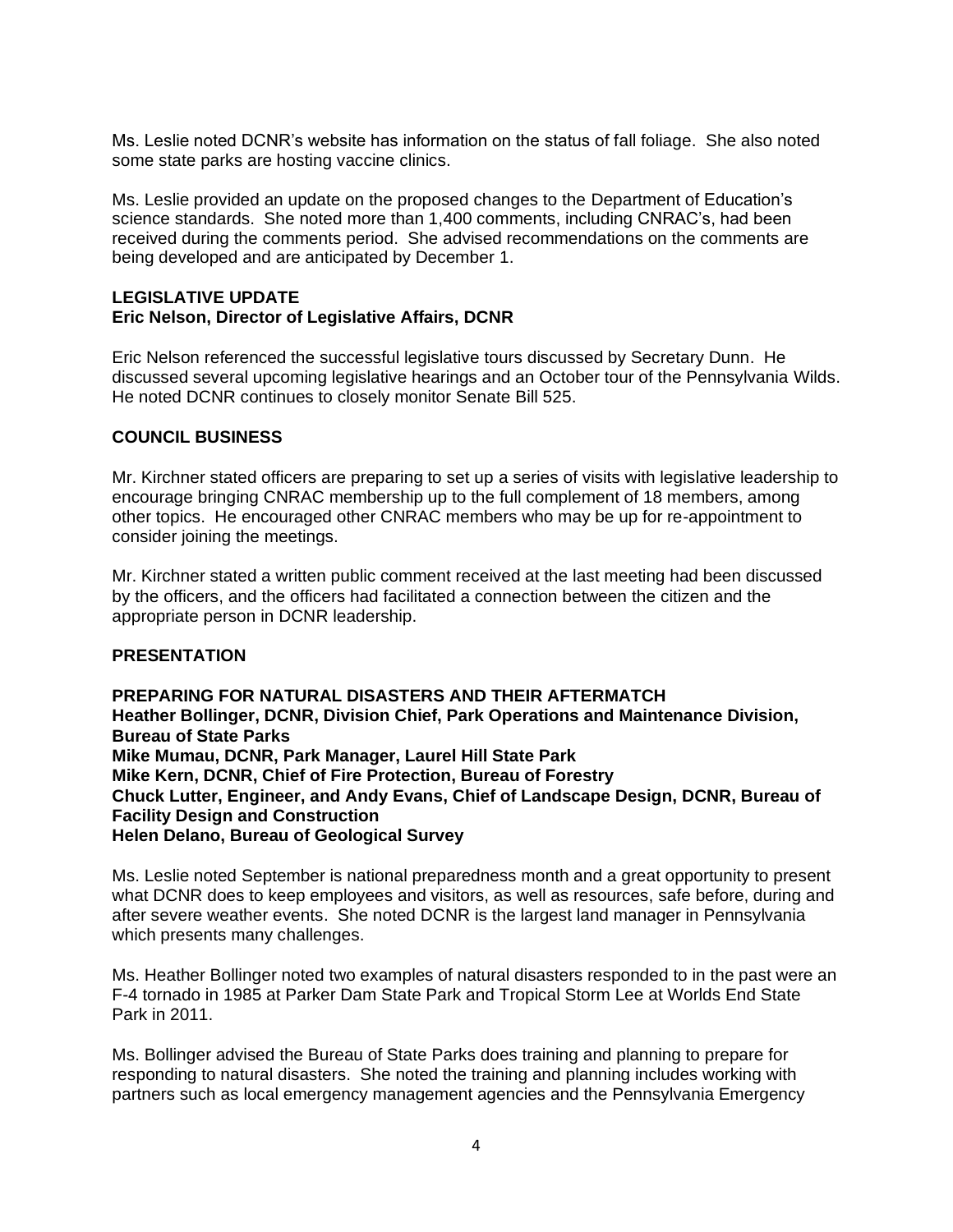Ms. Leslie noted DCNR's website has information on the status of fall foliage. She also noted some state parks are hosting vaccine clinics.

Ms. Leslie provided an update on the proposed changes to the Department of Education's science standards. She noted more than 1,400 comments, including CNRAC's, had been received during the comments period. She advised recommendations on the comments are being developed and are anticipated by December 1.

**LEGISLATIVE UPDATE**
**Eric Nelson, Director of Legislative Affairs, DCNR**

Eric Nelson referenced the successful legislative tours discussed by Secretary Dunn. He discussed several upcoming legislative hearings and an October tour of the Pennsylvania Wilds. He noted DCNR continues to closely monitor Senate Bill 525.

**COUNCIL BUSINESS**

Mr. Kirchner stated officers are preparing to set up a series of visits with legislative leadership to encourage bringing CNRAC membership up to the full complement of 18 members, among other topics. He encouraged other CNRAC members who may be up for re-appointment to consider joining the meetings.

Mr. Kirchner stated a written public comment received at the last meeting had been discussed by the officers, and the officers had facilitated a connection between the citizen and the appropriate person in DCNR leadership.

**PRESENTATION**

**PREPARING FOR NATURAL DISASTERS AND THEIR AFTERMATCH**
**Heather Bollinger, DCNR, Division Chief, Park Operations and Maintenance Division, Bureau of State Parks**
**Mike Mumau, DCNR, Park Manager, Laurel Hill State Park**
**Mike Kern, DCNR, Chief of Fire Protection, Bureau of Forestry**
**Chuck Lutter, Engineer, and Andy Evans, Chief of Landscape Design, DCNR, Bureau of Facility Design and Construction**
**Helen Delano, Bureau of Geological Survey**

Ms. Leslie noted September is national preparedness month and a great opportunity to present what DCNR does to keep employees and visitors, as well as resources, safe before, during and after severe weather events. She noted DCNR is the largest land manager in Pennsylvania which presents many challenges.

Ms. Heather Bollinger noted two examples of natural disasters responded to in the past were an F-4 tornado in 1985 at Parker Dam State Park and Tropical Storm Lee at Worlds End State Park in 2011.

Ms. Bollinger advised the Bureau of State Parks does training and planning to prepare for responding to natural disasters. She noted the training and planning includes working with partners such as local emergency management agencies and the Pennsylvania Emergency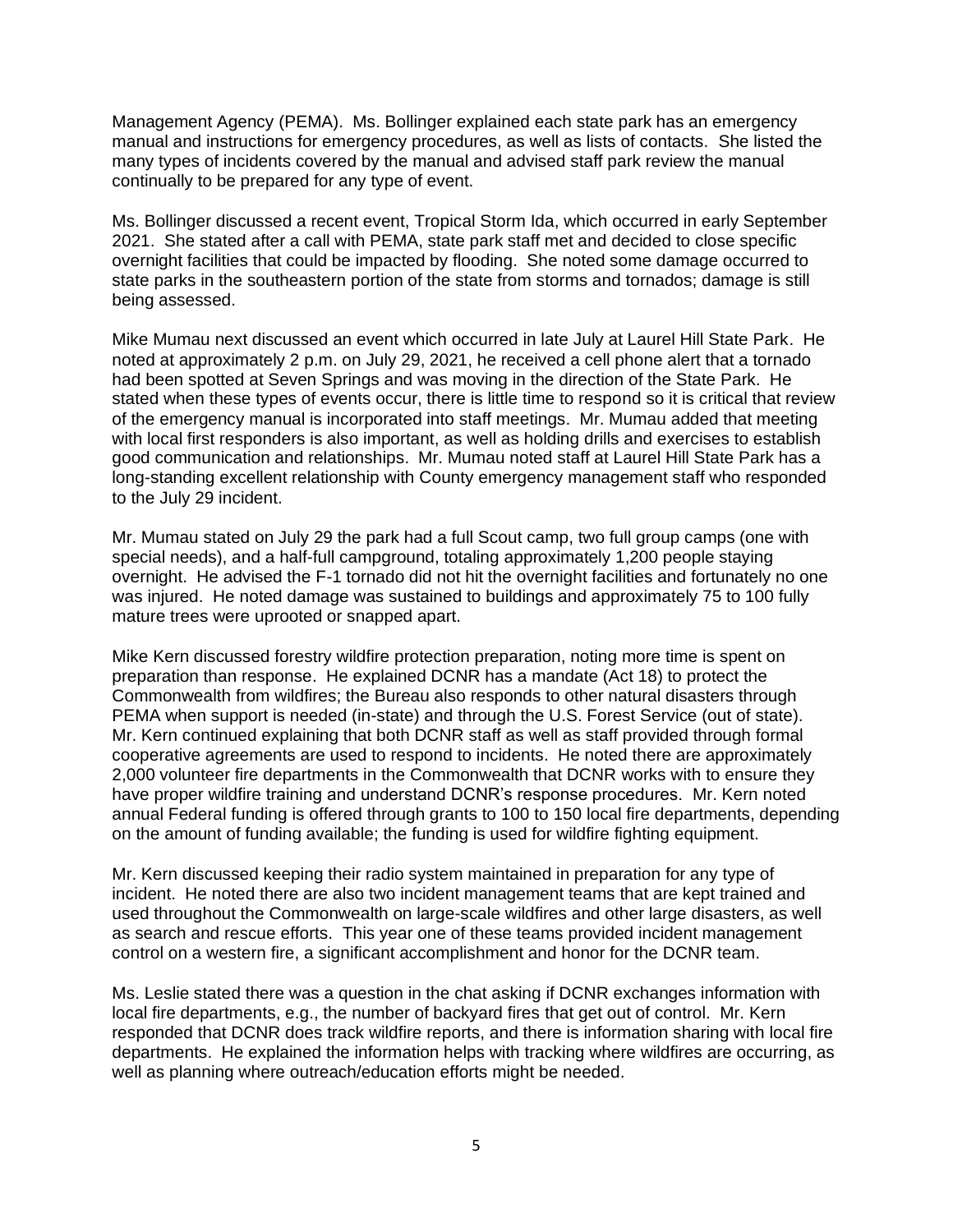Management Agency (PEMA). Ms. Bollinger explained each state park has an emergency manual and instructions for emergency procedures, as well as lists of contacts. She listed the many types of incidents covered by the manual and advised staff park review the manual continually to be prepared for any type of event.

Ms. Bollinger discussed a recent event, Tropical Storm Ida, which occurred in early September 2021. She stated after a call with PEMA, state park staff met and decided to close specific overnight facilities that could be impacted by flooding. She noted some damage occurred to state parks in the southeastern portion of the state from storms and tornados; damage is still being assessed.

Mike Mumau next discussed an event which occurred in late July at Laurel Hill State Park. He noted at approximately 2 p.m. on July 29, 2021, he received a cell phone alert that a tornado had been spotted at Seven Springs and was moving in the direction of the State Park. He stated when these types of events occur, there is little time to respond so it is critical that review of the emergency manual is incorporated into staff meetings. Mr. Mumau added that meeting with local first responders is also important, as well as holding drills and exercises to establish good communication and relationships. Mr. Mumau noted staff at Laurel Hill State Park has a long-standing excellent relationship with County emergency management staff who responded to the July 29 incident.

Mr. Mumau stated on July 29 the park had a full Scout camp, two full group camps (one with special needs), and a half-full campground, totaling approximately 1,200 people staying overnight. He advised the F-1 tornado did not hit the overnight facilities and fortunately no one was injured. He noted damage was sustained to buildings and approximately 75 to 100 fully mature trees were uprooted or snapped apart.

Mike Kern discussed forestry wildfire protection preparation, noting more time is spent on preparation than response. He explained DCNR has a mandate (Act 18) to protect the Commonwealth from wildfires; the Bureau also responds to other natural disasters through PEMA when support is needed (in-state) and through the U.S. Forest Service (out of state). Mr. Kern continued explaining that both DCNR staff as well as staff provided through formal cooperative agreements are used to respond to incidents. He noted there are approximately 2,000 volunteer fire departments in the Commonwealth that DCNR works with to ensure they have proper wildfire training and understand DCNR's response procedures. Mr. Kern noted annual Federal funding is offered through grants to 100 to 150 local fire departments, depending on the amount of funding available; the funding is used for wildfire fighting equipment.

Mr. Kern discussed keeping their radio system maintained in preparation for any type of incident. He noted there are also two incident management teams that are kept trained and used throughout the Commonwealth on large-scale wildfires and other large disasters, as well as search and rescue efforts. This year one of these teams provided incident management control on a western fire, a significant accomplishment and honor for the DCNR team.

Ms. Leslie stated there was a question in the chat asking if DCNR exchanges information with local fire departments, e.g., the number of backyard fires that get out of control. Mr. Kern responded that DCNR does track wildfire reports, and there is information sharing with local fire departments. He explained the information helps with tracking where wildfires are occurring, as well as planning where outreach/education efforts might be needed.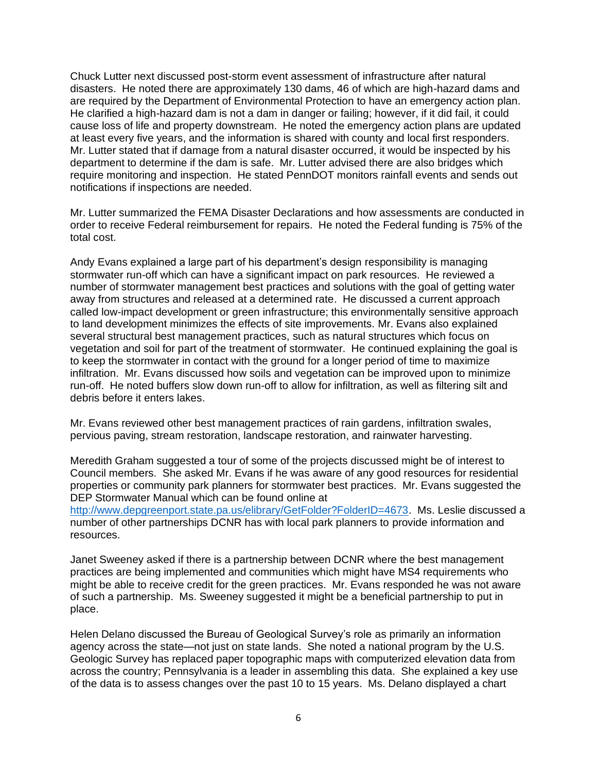Chuck Lutter next discussed post-storm event assessment of infrastructure after natural disasters. He noted there are approximately 130 dams, 46 of which are high-hazard dams and are required by the Department of Environmental Protection to have an emergency action plan. He clarified a high-hazard dam is not a dam in danger or failing; however, if it did fail, it could cause loss of life and property downstream. He noted the emergency action plans are updated at least every five years, and the information is shared with county and local first responders. Mr. Lutter stated that if damage from a natural disaster occurred, it would be inspected by his department to determine if the dam is safe. Mr. Lutter advised there are also bridges which require monitoring and inspection. He stated PennDOT monitors rainfall events and sends out notifications if inspections are needed.

Mr. Lutter summarized the FEMA Disaster Declarations and how assessments are conducted in order to receive Federal reimbursement for repairs. He noted the Federal funding is 75% of the total cost.

Andy Evans explained a large part of his department's design responsibility is managing stormwater run-off which can have a significant impact on park resources. He reviewed a number of stormwater management best practices and solutions with the goal of getting water away from structures and released at a determined rate. He discussed a current approach called low-impact development or green infrastructure; this environmentally sensitive approach to land development minimizes the effects of site improvements. Mr. Evans also explained several structural best management practices, such as natural structures which focus on vegetation and soil for part of the treatment of stormwater. He continued explaining the goal is to keep the stormwater in contact with the ground for a longer period of time to maximize infiltration. Mr. Evans discussed how soils and vegetation can be improved upon to minimize run-off. He noted buffers slow down run-off to allow for infiltration, as well as filtering silt and debris before it enters lakes.

Mr. Evans reviewed other best management practices of rain gardens, infiltration swales, pervious paving, stream restoration, landscape restoration, and rainwater harvesting.

Meredith Graham suggested a tour of some of the projects discussed might be of interest to Council members. She asked Mr. Evans if he was aware of any good resources for residential properties or community park planners for stormwater best practices. Mr. Evans suggested the DEP Stormwater Manual which can be found online at http://www.depgreenport.state.pa.us/elibrary/GetFolder?FolderID=4673. Ms. Leslie discussed a number of other partnerships DCNR has with local park planners to provide information and resources.

Janet Sweeney asked if there is a partnership between DCNR where the best management practices are being implemented and communities which might have MS4 requirements who might be able to receive credit for the green practices. Mr. Evans responded he was not aware of such a partnership. Ms. Sweeney suggested it might be a beneficial partnership to put in place.

Helen Delano discussed the Bureau of Geological Survey's role as primarily an information agency across the state—not just on state lands. She noted a national program by the U.S. Geologic Survey has replaced paper topographic maps with computerized elevation data from across the country; Pennsylvania is a leader in assembling this data. She explained a key use of the data is to assess changes over the past 10 to 15 years. Ms. Delano displayed a chart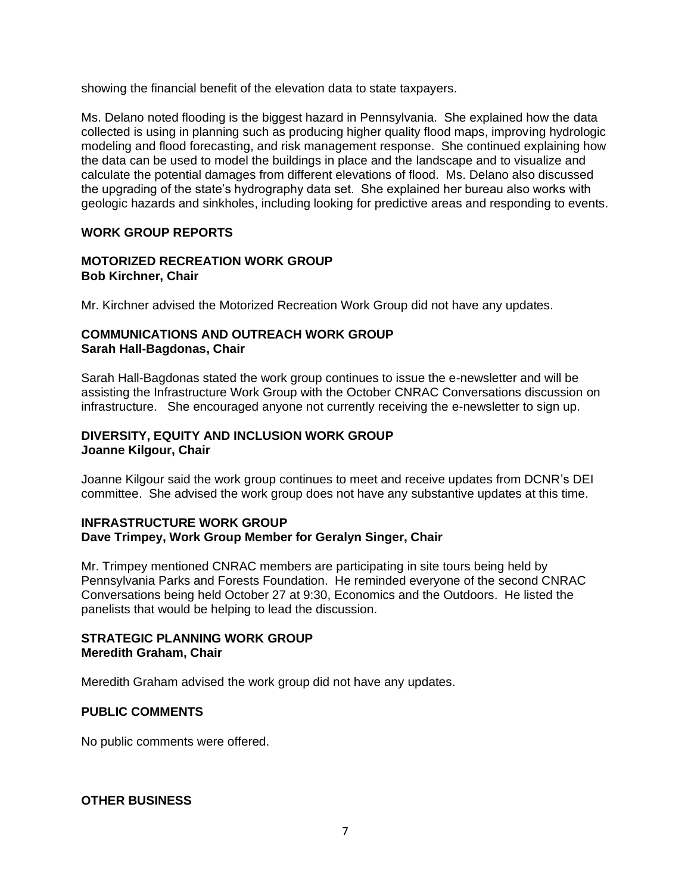showing the financial benefit of the elevation data to state taxpayers.

Ms. Delano noted flooding is the biggest hazard in Pennsylvania. She explained how the data collected is using in planning such as producing higher quality flood maps, improving hydrologic modeling and flood forecasting, and risk management response. She continued explaining how the data can be used to model the buildings in place and the landscape and to visualize and calculate the potential damages from different elevations of flood. Ms. Delano also discussed the upgrading of the state's hydrography data set. She explained her bureau also works with geologic hazards and sinkholes, including looking for predictive areas and responding to events.

## WORK GROUP REPORTS

### MOTORIZED RECREATION WORK GROUP
**Bob Kirchner, Chair**

Mr. Kirchner advised the Motorized Recreation Work Group did not have any updates.

### COMMUNICATIONS AND OUTREACH WORK GROUP
**Sarah Hall-Bagdonas, Chair**

Sarah Hall-Bagdonas stated the work group continues to issue the e-newsletter and will be assisting the Infrastructure Work Group with the October CNRAC Conversations discussion on infrastructure. She encouraged anyone not currently receiving the e-newsletter to sign up.

### DIVERSITY, EQUITY AND INCLUSION WORK GROUP
**Joanne Kilgour, Chair**

Joanne Kilgour said the work group continues to meet and receive updates from DCNR's DEI committee. She advised the work group does not have any substantive updates at this time.

### INFRASTRUCTURE WORK GROUP
**Dave Trimpey, Work Group Member for Geralyn Singer, Chair**

Mr. Trimpey mentioned CNRAC members are participating in site tours being held by Pennsylvania Parks and Forests Foundation. He reminded everyone of the second CNRAC Conversations being held October 27 at 9:30, Economics and the Outdoors. He listed the panelists that would be helping to lead the discussion.

### STRATEGIC PLANNING WORK GROUP
**Meredith Graham, Chair**

Meredith Graham advised the work group did not have any updates.

## PUBLIC COMMENTS

No public comments were offered.

## OTHER BUSINESS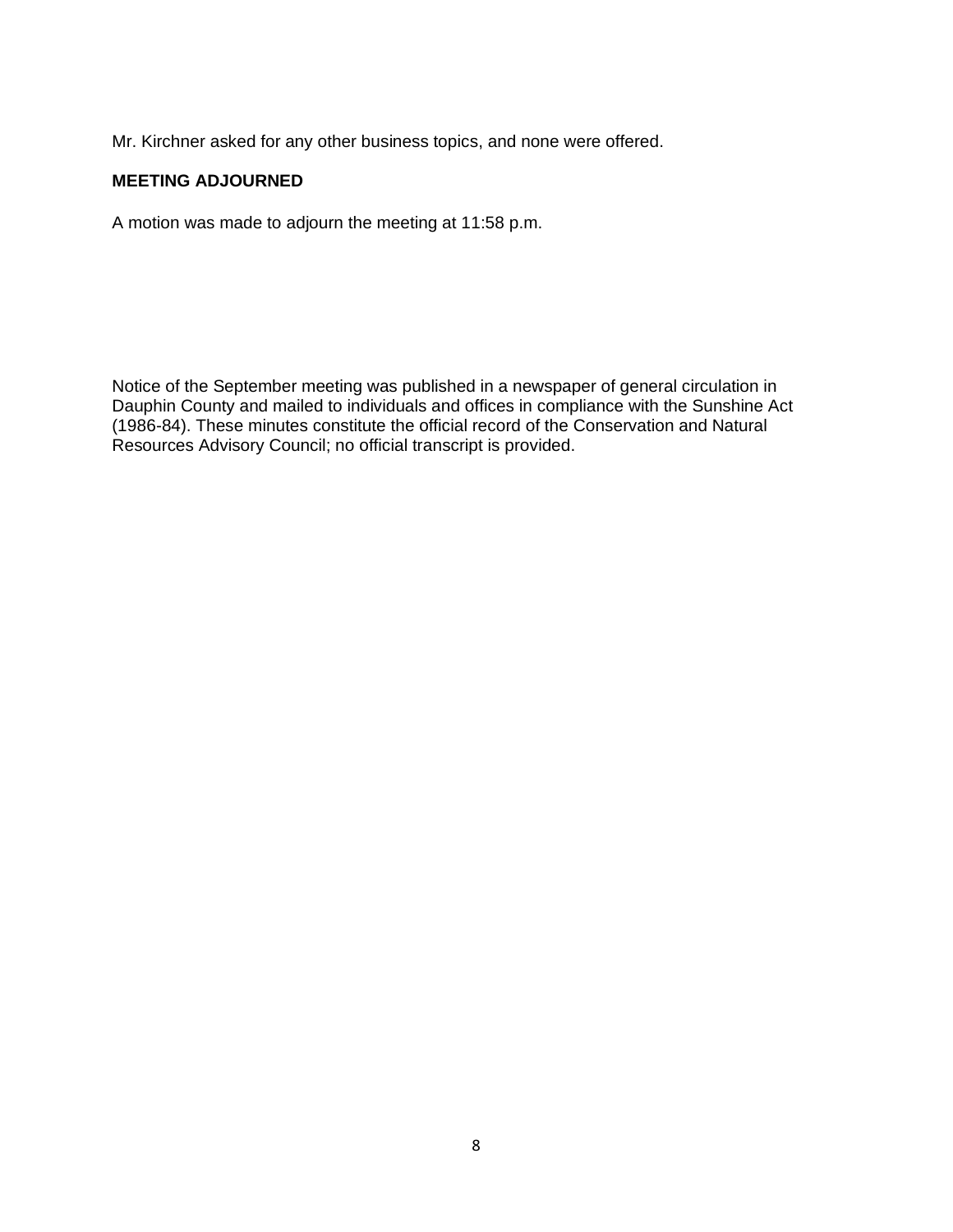Mr. Kirchner asked for any other business topics, and none were offered.

**MEETING ADJOURNED**

A motion was made to adjourn the meeting at 11:58 p.m.

Notice of the September meeting was published in a newspaper of general circulation in Dauphin County and mailed to individuals and offices in compliance with the Sunshine Act (1986-84). These minutes constitute the official record of the Conservation and Natural Resources Advisory Council; no official transcript is provided.